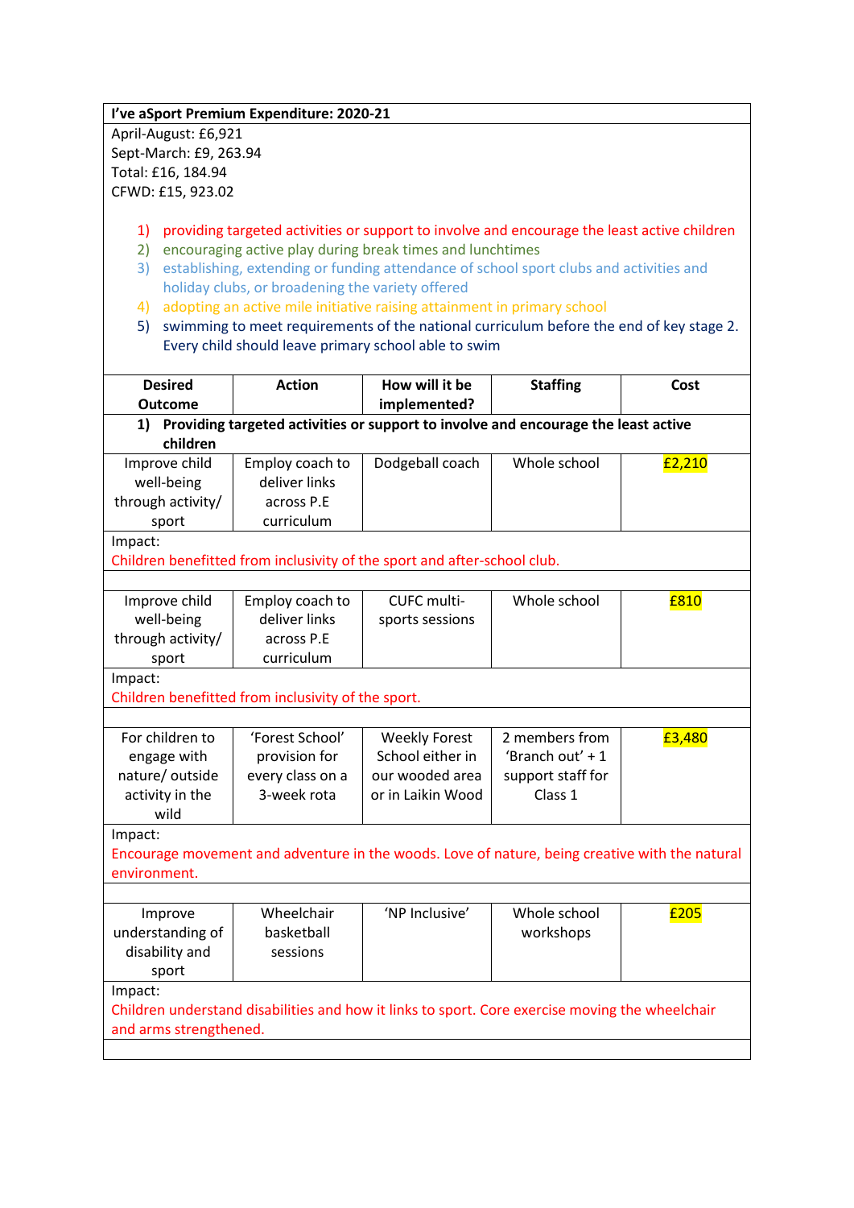**I've aSport Premium Expenditure: 2020-21**

April-August: £6,921
Sept-March: £9, 263.94
Total: £16, 184.94
CFWD: £15, 923.02

1) providing targeted activities or support to involve and encourage the least active children
2) encouraging active play during break times and lunchtimes
3) establishing, extending or funding attendance of school sport clubs and activities and holiday clubs, or broadening the variety offered
4) adopting an active mile initiative raising attainment in primary school
5) swimming to meet requirements of the national curriculum before the end of key stage 2. Every child should leave primary school able to swim

| Desired Outcome | Action | How will it be implemented? | Staffing | Cost |
|---|---|---|---|---|
| **1) Providing targeted activities or support to involve and encourage the least active children** | | | | |
| Improve child well-being through activity/ sport | Employ coach to deliver links across P.E curriculum | Dodgeball coach | Whole school | £2,210 |
| Impact: Children benefitted from inclusivity of the sport and after-school club. | | | | |
| | | | | |
| Improve child well-being through activity/ sport | Employ coach to deliver links across P.E curriculum | CUFC multi-sports sessions | Whole school | £810 |
| Impact: Children benefitted from inclusivity of the sport. | | | | |
| | | | | |
| For children to engage with nature/ outside activity in the wild | 'Forest School' provision for every class on a 3-week rota | Weekly Forest School either in our wooded area or in Laikin Wood | 2 members from 'Branch out' + 1 support staff for Class 1 | £3,480 |
| Impact: Encourage movement and adventure in the woods. Love of nature, being creative with the natural environment. | | | | |
| | | | | |
| Improve understanding of disability and sport | Wheelchair basketball sessions | 'NP Inclusive' | Whole school workshops | £205 |
| Impact: Children understand disabilities and how it links to sport. Core exercise moving the wheelchair and arms strengthened. | | | | |
| | | | | |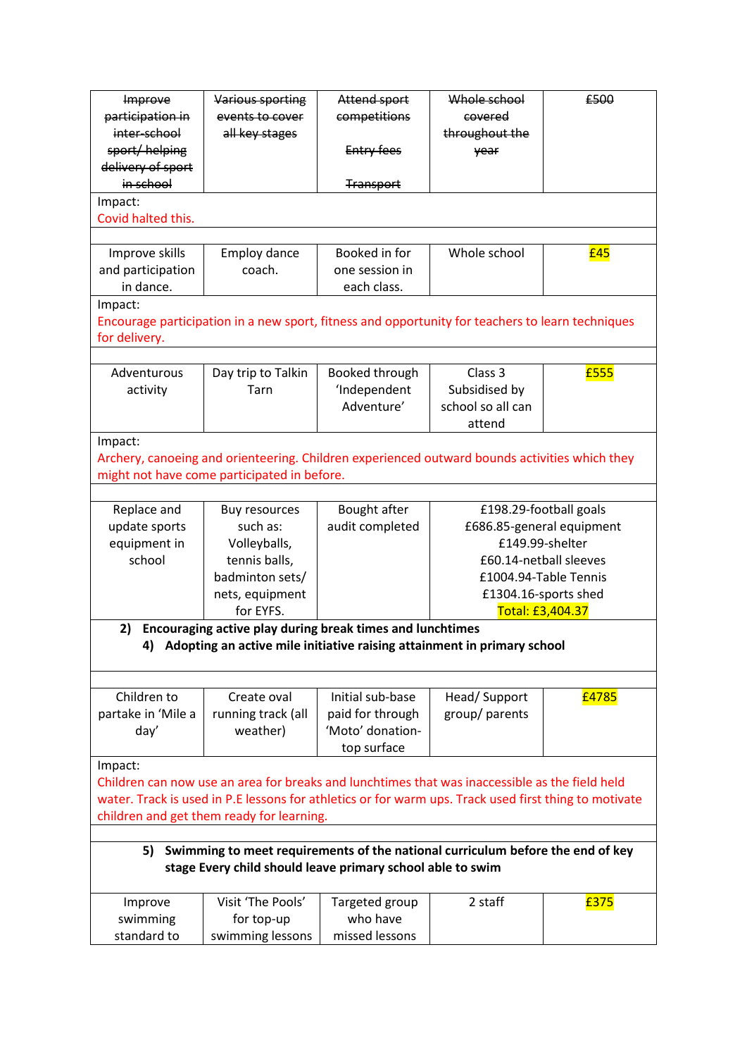| ~~Improve participation in inter-school sport/ helping delivery of sport in school~~ | ~~Various sporting events to cover all key stages~~ | ~~Attend sport competitions~~ ~~Entry fees~~ ~~Transport~~ | ~~Whole school covered throughout the year~~ | ~~£500~~ |
|---|---|---|---|---|
| Impact: Covid halted this. | | | | |
| | | | | |
| Improve skills and participation in dance. | Employ dance coach. | Booked in for one session in each class. | Whole school | £45 |
| Impact: Encourage participation in a new sport, fitness and opportunity for teachers to learn techniques for delivery. | | | | |
| | | | | |
| Adventurous activity | Day trip to Talkin Tarn | Booked through 'Independent Adventure' | Class 3 Subsidised by school so all can attend | £555 |
| Impact: Archery, canoeing and orienteering. Children experienced outward bounds activities which they might not have come participated in before. | | | | |
| | | | | |
| Replace and update sports equipment in school | Buy resources such as: Volleyballs, tennis balls, badminton sets/ nets, equipment for EYFS. | Bought after audit completed | £198.29-football goals<br>£686.85-general equipment<br>£149.99-shelter<br>£60.14-netball sleeves<br>£1004.94-Table Tennis<br>£1304.16-sports shed<br>Total: £3,404.37 | |
| **2) Encouraging active play during break times and lunchtimes**<br>**4) Adopting an active mile initiative raising attainment in primary school** | | | | |
| | | | | |
| Children to partake in 'Mile a day' | Create oval running track (all weather) | Initial sub-base paid for through 'Moto' donation-top surface | Head/ Support group/ parents | £4785 |
| Impact: Children can now use an area for breaks and lunchtimes that was inaccessible as the field held water. Track is used in P.E lessons for athletics or for warm ups. Track used first thing to motivate children and get them ready for learning. | | | | |
| | | | | |
| **5) Swimming to meet requirements of the national curriculum before the end of key stage Every child should leave primary school able to swim** | | | | |
| Improve swimming standard to | Visit 'The Pools' for top-up swimming lessons | Targeted group who have missed lessons | 2 staff | £375 |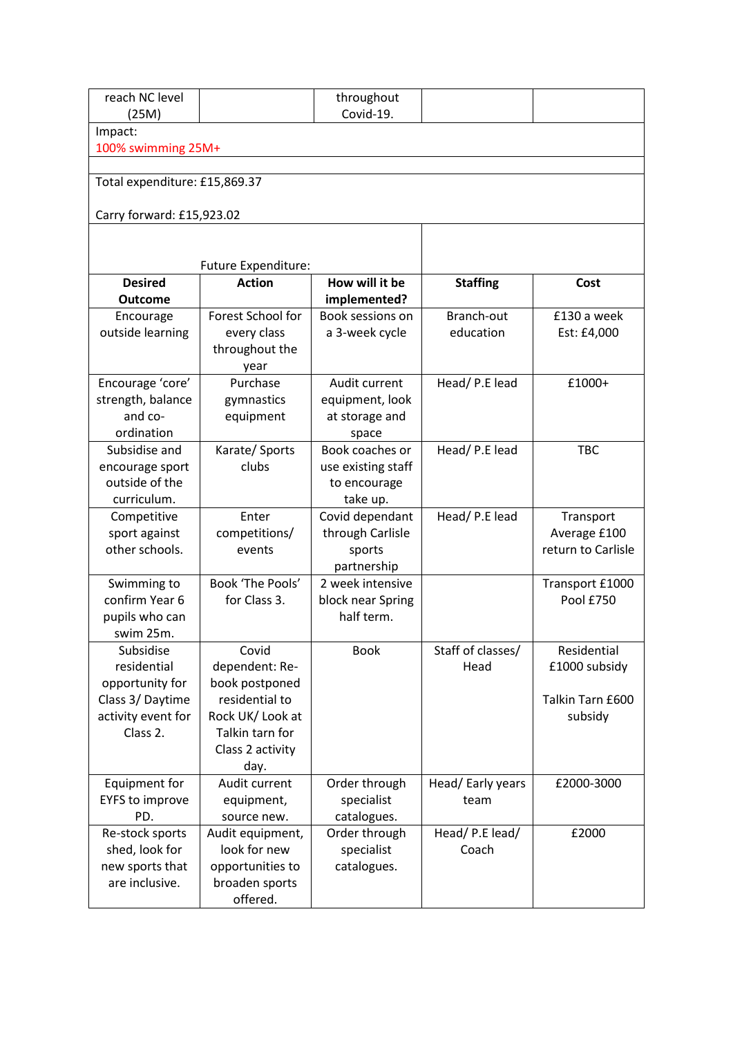| | | | | |
|---|---|---|---|---|
| reach NC level (25M) | | throughout Covid-19. | | |

Impact:
100% swimming 25M+

Total expenditure: £15,869.37

Carry forward: £15,923.02

Future Expenditure:

| Desired Outcome | Action | How will it be implemented? | Staffing | Cost |
|---|---|---|---|---|
| Encourage outside learning | Forest School for every class throughout the year | Book sessions on a 3-week cycle | Branch-out education | £130 a week Est: £4,000 |
| Encourage 'core' strength, balance and co-ordination | Purchase gymnastics equipment | Audit current equipment, look at storage and space | Head/ P.E lead | £1000+ |
| Subsidise and encourage sport outside of the curriculum. | Karate/ Sports clubs | Book coaches or use existing staff to encourage take up. | Head/ P.E lead | TBC |
| Competitive sport against other schools. | Enter competitions/ events | Covid dependant through Carlisle sports partnership | Head/ P.E lead | Transport Average £100 return to Carlisle |
| Swimming to confirm Year 6 pupils who can swim 25m. | Book 'The Pools' for Class 3. | 2 week intensive block near Spring half term. | | Transport £1000 Pool £750 |
| Subsidise residential opportunity for Class 3/ Daytime activity event for Class 2. | Covid dependent: Re-book postponed residential to Rock UK/ Look at Talkin tarn for Class 2 activity day. | Book | Staff of classes/ Head | Residential £1000 subsidy<br><br>Talkin Tarn £600 subsidy |
| Equipment for EYFS to improve PD. | Audit current equipment, source new. | Order through specialist catalogues. | Head/ Early years team | £2000-3000 |
| Re-stock sports shed, look for new sports that are inclusive. | Audit equipment, look for new opportunities to broaden sports offered. | Order through specialist catalogues. | Head/ P.E lead/ Coach | £2000 |